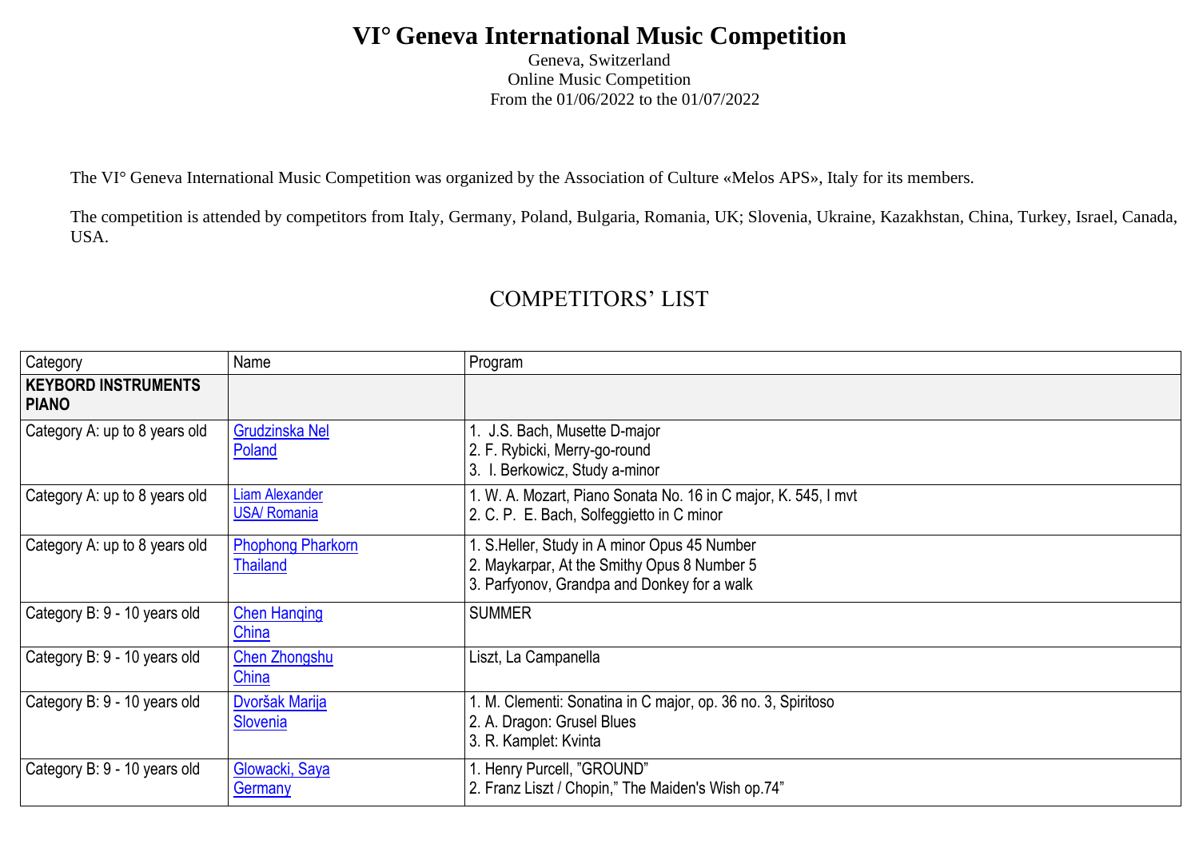# VI° Geneva International Music Competition

Geneva, Switzerland
Online Music Competition
From the 01/06/2022 to the 01/07/2022

The VI° Geneva International Music Competition was organized by the Association of Culture «Melos APS», Italy for its members.

The competition is attended by competitors from Italy, Germany, Poland, Bulgaria, Romania, UK; Slovenia, Ukraine, Kazakhstan, China, Turkey, Israel, Canada, USA.

## COMPETITORS' LIST

| Category | Name | Program |
|---|---|---|
| **KEYBORD INSTRUMENTS PIANO** | | |
| Category A: up to 8 years old | Grudzinska Nel<br>Poland | 1. J.S. Bach, Musette D-major<br>2. F. Rybicki, Merry-go-round<br>3. I. Berkowicz, Study a-minor |
| Category A: up to 8 years old | Liam Alexander<br>USA/ Romania | 1. W. A. Mozart, Piano Sonata No. 16 in C major, K. 545, I mvt<br>2. C. P. E. Bach, Solfeggietto in C minor |
| Category A: up to 8 years old | Phophong Pharkorn<br>Thailand | 1. S.Heller, Study in A minor Opus 45 Number<br>2. Maykarpar, At the Smithy Opus 8 Number 5<br>3. Parfyonov, Grandpa and Donkey for a walk |
| Category B: 9 - 10 years old | Chen Hanqing<br>China | SUMMER |
| Category B: 9 - 10 years old | Chen Zhongshu<br>China | Liszt, La Campanella |
| Category B: 9 - 10 years old | Dvoršak Marija<br>Slovenia | 1. M. Clementi: Sonatina in C major, op. 36 no. 3, Spiritoso<br>2. A. Dragon: Grusel Blues<br>3. R. Kamplet: Kvinta |
| Category B: 9 - 10 years old | Glowacki, Saya<br>Germany | 1. Henry Purcell, "GROUND"<br>2. Franz Liszt / Chopin," The Maiden's Wish op.74" |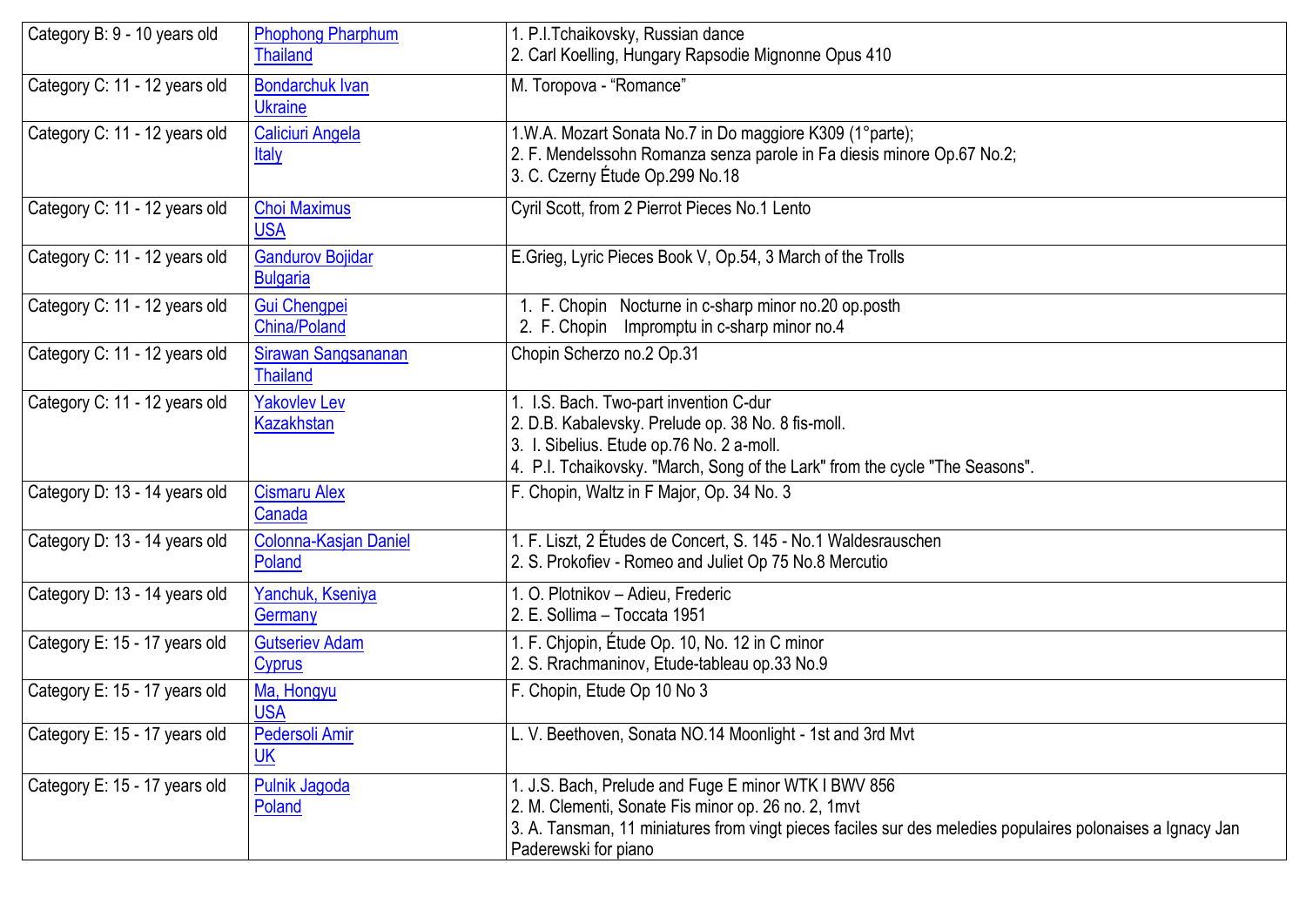| Category B: 9 - 10 years old | Phophong Pharphum<br>Thailand | 1. P.I.Tchaikovsky, Russian dance<br>2. Carl Koelling, Hungary Rapsodie Mignonne Opus 410 |
|---|---|---|
| Category C: 11 - 12 years old | Bondarchuk Ivan<br>Ukraine | M. Toropova - "Romance" |
| Category C: 11 - 12 years old | Caliciuri Angela<br>Italy | 1.W.A. Mozart Sonata No.7 in Do maggiore K309 (1°parte);<br>2. F. Mendelssohn Romanza senza parole in Fa diesis minore Op.67 No.2;<br>3. C. Czerny Étude Op.299 No.18 |
| Category C: 11 - 12 years old | Choi Maximus<br>USA | Cyril Scott, from 2 Pierrot Pieces No.1 Lento |
| Category C: 11 - 12 years old | Gandurov Bojidar<br>Bulgaria | E.Grieg, Lyric Pieces Book V, Op.54, 3 March of the Trolls |
| Category C: 11 - 12 years old | Gui Chengpei<br>China/Poland | 1. F. Chopin Nocturne in c-sharp minor no.20 op.posth<br>2. F. Chopin Impromptu in c-sharp minor no.4 |
| Category C: 11 - 12 years old | Sirawan Sangsananan<br>Thailand | Chopin Scherzo no.2 Op.31 |
| Category C: 11 - 12 years old | Yakovlev Lev<br>Kazakhstan | 1. I.S. Bach. Two-part invention C-dur<br>2. D.B. Kabalevsky. Prelude op. 38 No. 8 fis-moll.<br>3. I. Sibelius. Etude op.76 No. 2 a-moll.<br>4. P.I. Tchaikovsky. "March, Song of the Lark" from the cycle "The Seasons". |
| Category D: 13 - 14 years old | Cismaru Alex<br>Canada | F. Chopin, Waltz in F Major, Op. 34 No. 3 |
| Category D: 13 - 14 years old | Colonna-Kasjan Daniel<br>Poland | 1. F. Liszt, 2 Études de Concert, S. 145 - No.1 Waldesrauschen<br>2. S. Prokofiev - Romeo and Juliet Op 75 No.8 Mercutio |
| Category D: 13 - 14 years old | Yanchuk, Kseniya<br>Germany | 1. O. Plotnikov – Adieu, Frederic<br>2. E. Sollima – Toccata 1951 |
| Category E: 15 - 17 years old | Gutseriev Adam<br>Cyprus | 1. F. Chjopin, Étude Op. 10, No. 12 in C minor<br>2. S. Rrachmaninov, Etude-tableau op.33 No.9 |
| Category E: 15 - 17 years old | Ma, Hongyu<br>USA | F. Chopin, Etude Op 10 No 3 |
| Category E: 15 - 17 years old | Pedersoli Amir<br>UK | L. V. Beethoven, Sonata NO.14 Moonlight - 1st and 3rd Mvt |
| Category E: 15 - 17 years old | Pulnik Jagoda<br>Poland | 1. J.S. Bach, Prelude and Fuge E minor WTK I BWV 856<br>2. M. Clementi, Sonate Fis minor op. 26 no. 2, 1mvt<br>3. A. Tansman, 11 miniatures from vingt pieces faciles sur des meledies populaires polonaises a Ignacy Jan Paderewski for piano |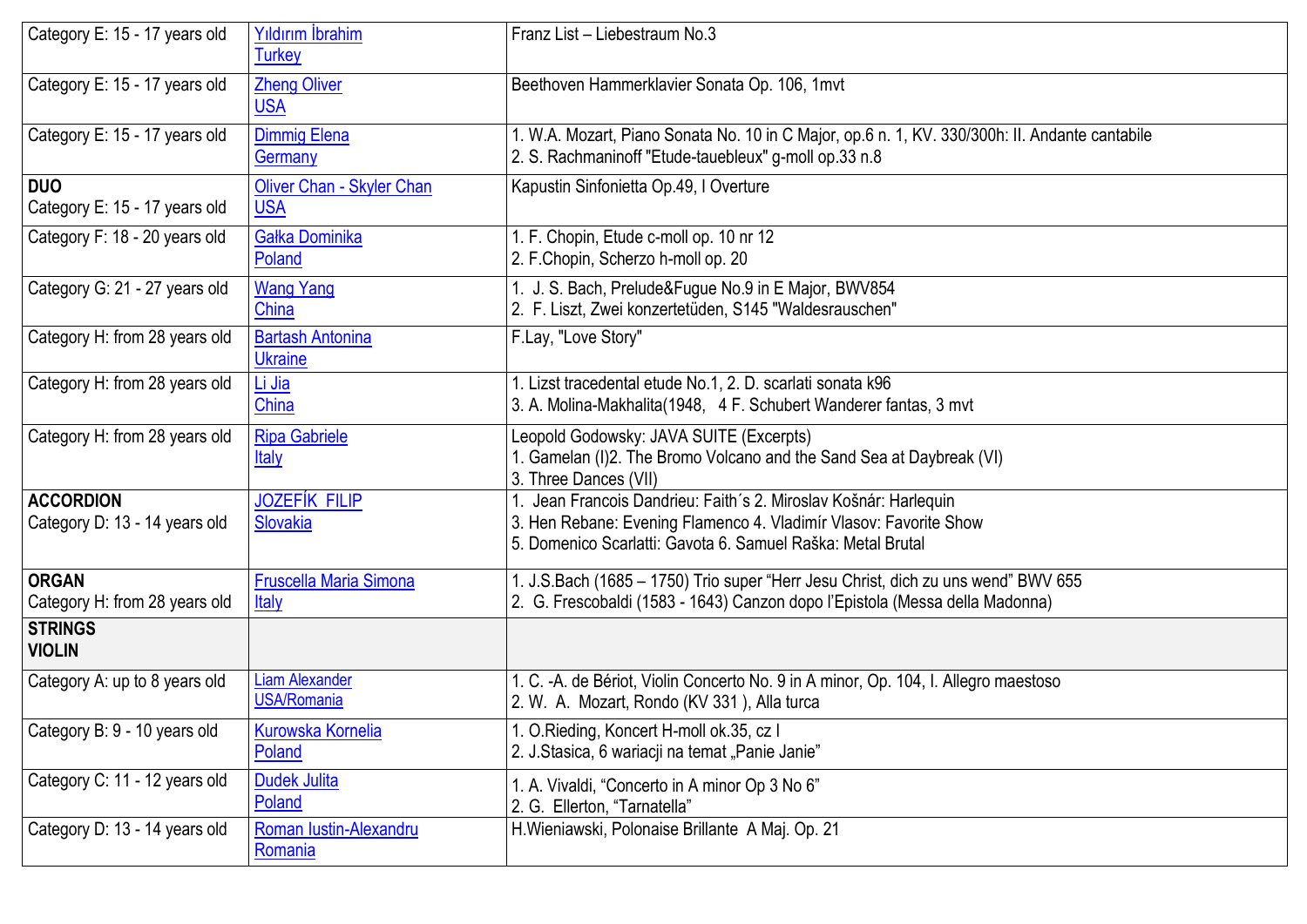| Category E: 15 - 17 years old | Yıldırım İbrahim<br>Turkey | Franz List – Liebestraum No.3 |
|---|---|---|
| Category E: 15 - 17 years old | Zheng Oliver<br>USA | Beethoven Hammerklavier Sonata Op. 106, 1mvt |
| Category E: 15 - 17 years old | Dimmig Elena<br>Germany | 1. W.A. Mozart, Piano Sonata No. 10 in C Major, op.6 n. 1, KV. 330/300h: II. Andante cantabile<br>2. S. Rachmaninoff "Etude-tauebleux" g-moll op.33 n.8 |
| **DUO**<br>Category E: 15 - 17 years old | Oliver Chan - Skyler Chan<br>USA | Kapustin Sinfonietta Op.49, I Overture |
| Category F: 18 - 20 years old | Gałka Dominika<br>Poland | 1. F. Chopin, Etude c-moll op. 10 nr 12<br>2. F.Chopin, Scherzo h-moll op. 20 |
| Category G: 21 - 27 years old | Wang Yang<br>China | 1. J. S. Bach, Prelude&Fugue No.9 in E Major, BWV854<br>2. F. Liszt, Zwei konzertetüden, S145 "Waldesrauschen" |
| Category H: from 28 years old | Bartash Antonina<br>Ukraine | F.Lay, "Love Story" |
| Category H: from 28 years old | Li Jia<br>China | 1. Lizst tracedental etude No.1, 2. D. scarlati sonata k96<br>3. A. Molina-Makhalita(1948, 4 F. Schubert Wanderer fantas, 3 mvt |
| Category H: from 28 years old | Ripa Gabriele<br>Italy | Leopold Godowsky: JAVA SUITE (Excerpts)<br>1. Gamelan (I)2. The Bromo Volcano and the Sand Sea at Daybreak (VI)<br>3. Three Dances (VII) |
| **ACCORDION**<br>Category D: 13 - 14 years old | JOZEFÍK FILIP<br>Slovakia | 1. Jean Francois Dandrieu: Faith´s 2. Miroslav Košnár: Harlequin<br>3. Hen Rebane: Evening Flamenco 4. Vladimír Vlasov: Favorite Show<br>5. Domenico Scarlatti: Gavota 6. Samuel Raška: Metal Brutal |
| **ORGAN**<br>Category H: from 28 years old | Fruscella Maria Simona<br>Italy | 1. J.S.Bach (1685 – 1750) Trio super "Herr Jesu Christ, dich zu uns wend" BWV 655<br>2. G. Frescobaldi (1583 - 1643) Canzon dopo l'Epistola (Messa della Madonna) |
| **STRINGS**<br>**VIOLIN** | | |
| Category A: up to 8 years old | Liam Alexander<br>USA/Romania | 1. C. -A. de Bériot, Violin Concerto No. 9 in A minor, Op. 104, I. Allegro maestoso<br>2. W. A. Mozart, Rondo (KV 331 ), Alla turca |
| Category B: 9 - 10 years old | Kurowska Kornelia<br>Poland | 1. O.Rieding, Koncert H-moll ok.35, cz I<br>2. J.Stasica, 6 wariacji na temat „Panie Janie" |
| Category C: 11 - 12 years old | Dudek Julita<br>Poland | 1. A. Vivaldi, "Concerto in A minor Op 3 No 6"<br>2. G. Ellerton, "Tarnatella" |
| Category D: 13 - 14 years old | Roman Iustin-Alexandru<br>Romania | H.Wieniawski, Polonaise Brillante A Maj. Op. 21 |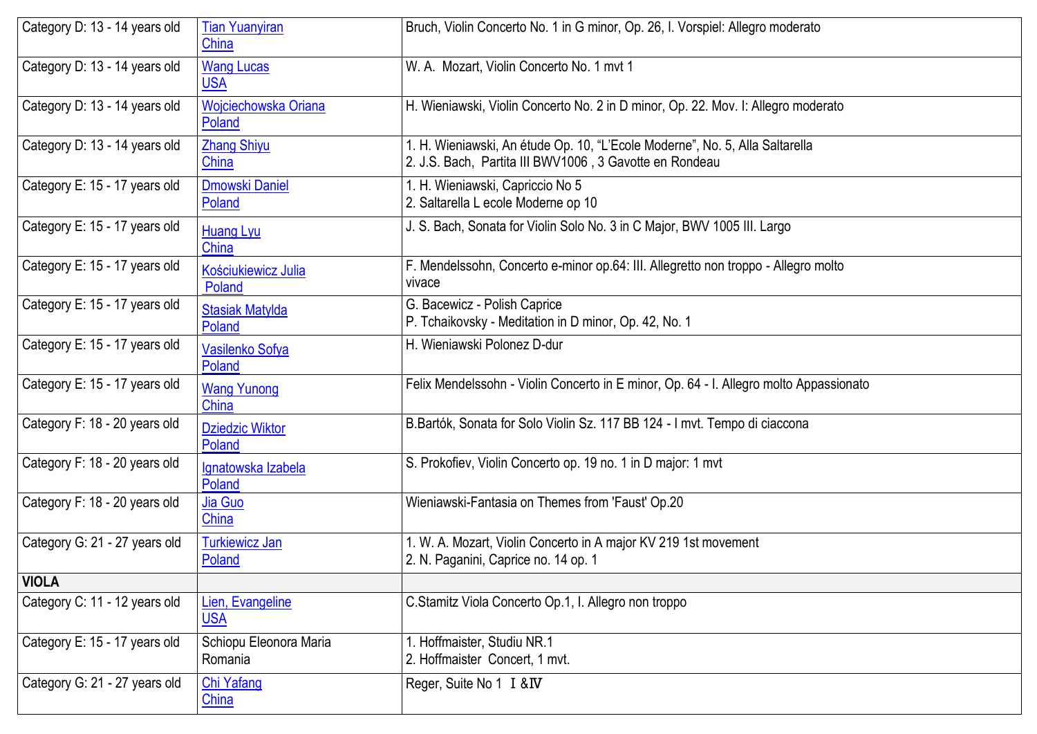| Category D: 13 - 14 years old | Tian Yuanyiran<br>China | Bruch, Violin Concerto No. 1 in G minor, Op. 26, I. Vorspiel: Allegro moderato |
|---|---|---|
| Category D: 13 - 14 years old | Wang Lucas<br>USA | W. A. Mozart, Violin Concerto No. 1 mvt 1 |
| Category D: 13 - 14 years old | Wojciechowska Oriana<br>Poland | H. Wieniawski, Violin Concerto No. 2 in D minor, Op. 22. Mov. I: Allegro moderato |
| Category D: 13 - 14 years old | Zhang Shiyu<br>China | 1. H. Wieniawski, An étude Op. 10, "L'Ecole Moderne", No. 5, Alla Saltarella<br>2. J.S. Bach, Partita III BWV1006 , 3 Gavotte en Rondeau |
| Category E: 15 - 17 years old | Dmowski Daniel<br>Poland | 1. H. Wieniawski, Capriccio No 5<br>2. Saltarella L ecole Moderne op 10 |
| Category E: 15 - 17 years old | Huang Lyu<br>China | J. S. Bach, Sonata for Violin Solo No. 3 in C Major, BWV 1005 III. Largo |
| Category E: 15 - 17 years old | Kościukiewicz Julia<br>Poland | F. Mendelssohn, Concerto e-minor op.64: III. Allegretto non troppo - Allegro molto vivace |
| Category E: 15 - 17 years old | Stasiak Matylda<br>Poland | G. Bacewicz - Polish Caprice<br>P. Tchaikovsky - Meditation in D minor, Op. 42, No. 1 |
| Category E: 15 - 17 years old | Vasilenko Sofya<br>Poland | H. Wieniawski Polonez D-dur |
| Category E: 15 - 17 years old | Wang Yunong<br>China | Felix Mendelssohn - Violin Concerto in E minor, Op. 64 - I. Allegro molto Appassionato |
| Category F: 18 - 20 years old | Dziedzic Wiktor<br>Poland | B.Bartók, Sonata for Solo Violin Sz. 117 BB 124 - I mvt. Tempo di ciaccona |
| Category F: 18 - 20 years old | Ignatowska Izabela<br>Poland | S. Prokofiev, Violin Concerto op. 19 no. 1 in D major: 1 mvt |
| Category F: 18 - 20 years old | Jia Guo<br>China | Wieniawski-Fantasia on Themes from 'Faust' Op.20 |
| Category G: 21 - 27 years old | Turkiewicz Jan<br>Poland | 1. W. A. Mozart, Violin Concerto in A major KV 219 1st movement<br>2. N. Paganini, Caprice no. 14 op. 1 |
| **VIOLA** | | |
| Category C: 11 - 12 years old | Lien, Evangeline<br>USA | C.Stamitz Viola Concerto Op.1, I. Allegro non troppo |
| Category E: 15 - 17 years old | Schiopu Eleonora Maria<br>Romania | 1. Hoffmaister, Studiu NR.1<br>2. Hoffmaister Concert, 1 mvt. |
| Category G: 21 - 27 years old | Chi Yafang<br>China | Reger, Suite No 1 Ⅰ&Ⅳ |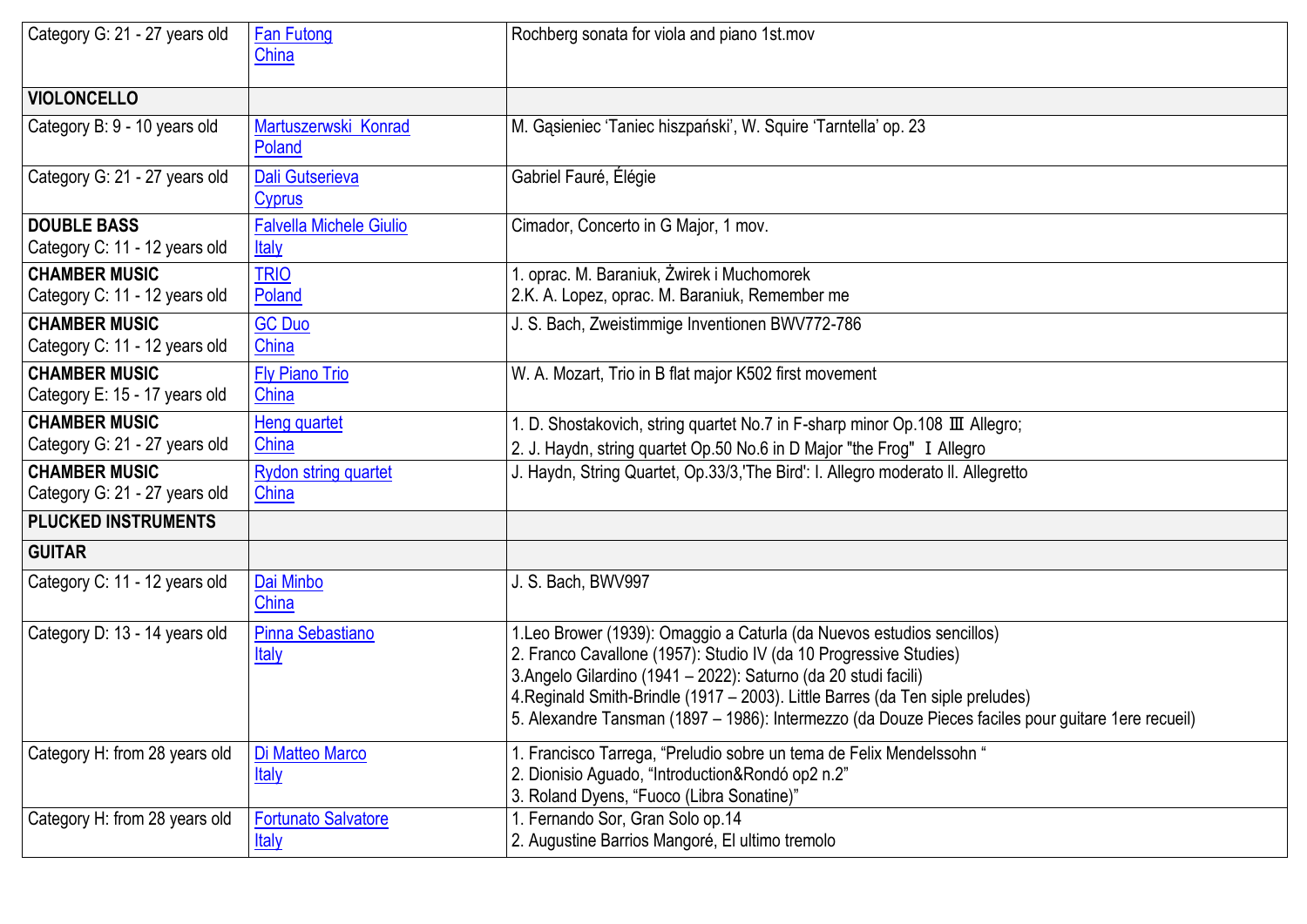| | | |
|---|---|---|
| Category G: 21 - 27 years old | Fan Futong<br>China | Rochberg sonata for viola and piano 1st.mov |
| **VIOLONCELLO** | | |
| Category B: 9 - 10 years old | Martuszerwski Konrad<br>Poland | M. Gąsieniec 'Taniec hiszpański', W. Squire 'Tarntella' op. 23 |
| Category G: 21 - 27 years old | Dali Gutserieva<br>Cyprus | Gabriel Fauré, Élégie |
| **DOUBLE BASS**<br>Category C: 11 - 12 years old | Falvella Michele Giulio<br>Italy | Cimador, Concerto in G Major, 1 mov. |
| **CHAMBER MUSIC**<br>Category C: 11 - 12 years old | TRIO<br>Poland | 1. oprac. M. Baraniuk, Żwirek i Muchomorek<br>2.K. A. Lopez, oprac. M. Baraniuk, Remember me |
| **CHAMBER MUSIC**<br>Category C: 11 - 12 years old | GC Duo<br>China | J. S. Bach, Zweistimmige Inventionen BWV772-786 |
| **CHAMBER MUSIC**<br>Category E: 15 - 17 years old | Fly Piano Trio<br>China | W. A. Mozart, Trio in B flat major K502 first movement |
| **CHAMBER MUSIC**<br>Category G: 21 - 27 years old | Heng quartet<br>China | 1. D. Shostakovich, string quartet No.7 in F-sharp minor Op.108 Ⅲ Allegro;<br>2. J. Haydn, string quartet Op.50 No.6 in D Major "the Frog" Ⅰ Allegro |
| **CHAMBER MUSIC**<br>Category G: 21 - 27 years old | Rydon string quartet<br>China | J. Haydn, String Quartet, Op.33/3,'The Bird': I. Allegro moderato II. Allegretto |
| **PLUCKED INSTRUMENTS** | | |
| **GUITAR** | | |
| Category C: 11 - 12 years old | Dai Minbo<br>China | J. S. Bach, BWV997 |
| Category D: 13 - 14 years old | Pinna Sebastiano<br>Italy | 1.Leo Brower (1939): Omaggio a Caturla (da Nuevos estudios sencillos)<br>2. Franco Cavallone (1957): Studio IV (da 10 Progressive Studies)<br>3.Angelo Gilardino (1941 – 2022): Saturno (da 20 studi facili)<br>4.Reginald Smith-Brindle (1917 – 2003). Little Barres (da Ten siple preludes)<br>5. Alexandre Tansman (1897 – 1986): Intermezzo (da Douze Pieces faciles pour guitare 1ere recueil) |
| Category H: from 28 years old | Di Matteo Marco<br>Italy | 1. Francisco Tarrega, "Preludio sobre un tema de Felix Mendelssohn "<br>2. Dionisio Aguado, "Introduction&Rondó op2 n.2"<br>3. Roland Dyens, "Fuoco (Libra Sonatine)" |
| Category H: from 28 years old | Fortunato Salvatore<br>Italy | 1. Fernando Sor, Gran Solo op.14<br>2. Augustine Barrios Mangoré, El ultimo tremolo |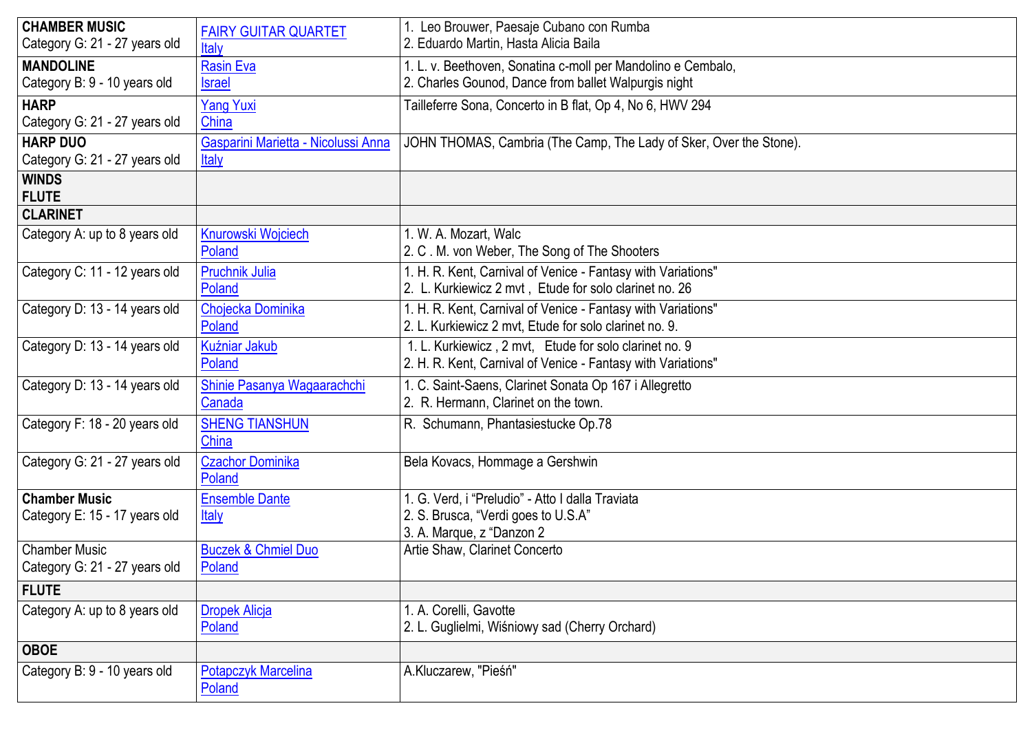| | | |
|---|---|---|
| **CHAMBER MUSIC**<br>Category G: 21 - 27 years old | FAIRY GUITAR QUARTET<br>Italy | 1. Leo Brouwer, Paesaje Cubano con Rumba<br>2. Eduardo Martin, Hasta Alicia Baila |
| **MANDOLINE**<br>Category B: 9 - 10 years old | Rasin Eva<br>Israel | 1. L. v. Beethoven, Sonatina c-moll per Mandolino e Cembalo,<br>2. Charles Gounod, Dance from ballet Walpurgis night |
| **HARP**<br>Category G: 21 - 27 years old | Yang Yuxi<br>China | Tailleferre Sona, Concerto in B flat, Op 4, No 6, HWV 294 |
| **HARP DUO**<br>Category G: 21 - 27 years old | Gasparini Marietta - Nicolussi Anna<br>Italy | JOHN THOMAS, Cambria (The Camp, The Lady of Sker, Over the Stone). |
| **WINDS**<br>**FLUTE** | | |
| **CLARINET** | | |
| Category A: up to 8 years old | Knurowski Wojciech<br>Poland | 1. W. A. Mozart, Walc<br>2. C . M. von Weber, The Song of The Shooters |
| Category C: 11 - 12 years old | Pruchnik Julia<br>Poland | 1. H. R. Kent, Carnival of Venice - Fantasy with Variations"<br>2. L. Kurkiewicz 2 mvt , Etude for solo clarinet no. 26 |
| Category D: 13 - 14 years old | Chojecka Dominika<br>Poland | 1. H. R. Kent, Carnival of Venice - Fantasy with Variations"<br>2. L. Kurkiewicz 2 mvt, Etude for solo clarinet no. 9. |
| Category D: 13 - 14 years old | Kuźniar Jakub<br>Poland | 1. L. Kurkiewicz , 2 mvt, Etude for solo clarinet no. 9<br>2. H. R. Kent, Carnival of Venice - Fantasy with Variations" |
| Category D: 13 - 14 years old | Shinie Pasanya Wagaarachchi<br>Canada | 1. C. Saint-Saens, Clarinet Sonata Op 167 i Allegretto<br>2. R. Hermann, Clarinet on the town. |
| Category F: 18 - 20 years old | SHENG TIANSHUN<br>China | R. Schumann, Phantasiestucke Op.78 |
| Category G: 21 - 27 years old | Czachor Dominika<br>Poland | Bela Kovacs, Hommage a Gershwin |
| **Chamber Music**<br>Category E: 15 - 17 years old | Ensemble Dante<br>Italy | 1. G. Verd, i "Preludio" - Atto I dalla Traviata<br>2. S. Brusca, "Verdi goes to U.S.A"<br>3. A. Marque, z "Danzon 2 |
| Chamber Music<br>Category G: 21 - 27 years old | Buczek & Chmiel Duo<br>Poland | Artie Shaw, Clarinet Concerto |
| **FLUTE** | | |
| Category A: up to 8 years old | Dropek Alicja<br>Poland | 1. A. Corelli, Gavotte<br>2. L. Guglielmi, Wiśniowy sad (Cherry Orchard) |
| **OBOE** | | |
| Category B: 9 - 10 years old | Potapczyk Marcelina<br>Poland | A.Kluczarew, "Pieśń" |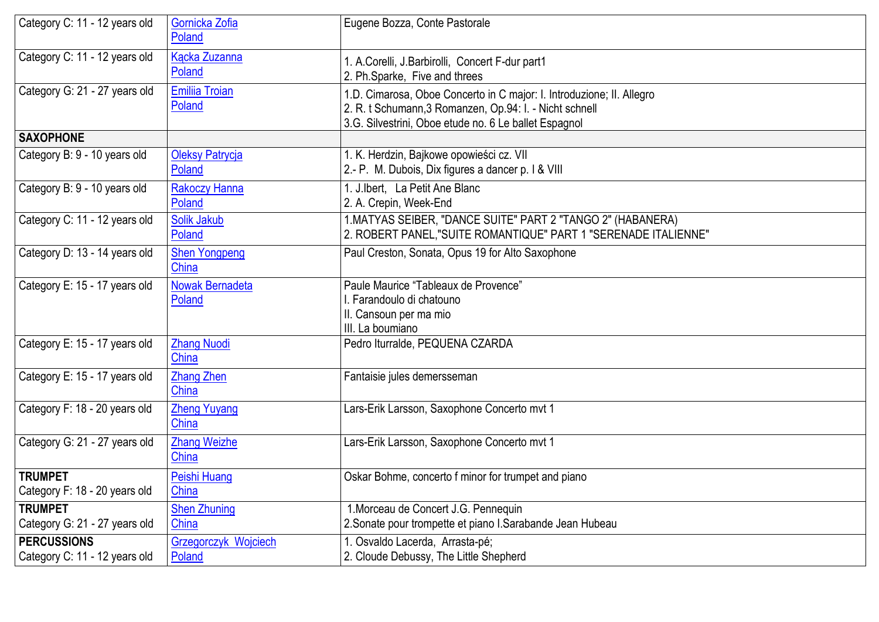| | | |
|---|---|---|
| Category C: 11 - 12 years old | Gornicka Zofia<br>Poland | Eugene Bozza, Conte Pastorale |
| Category C: 11 - 12 years old | Kącka Zuzanna<br>Poland | 1. A.Corelli, J.Barbirolli, Concert F-dur part1<br>2. Ph.Sparke, Five and threes |
| Category G: 21 - 27 years old | Emiliia Troian<br>Poland | 1.D. Cimarosa, Oboe Concerto in C major: I. Introduzione; II. Allegro<br>2. R. t Schumann,3 Romanzen, Op.94: I. - Nicht schnell<br>3.G. Silvestrini, Oboe etude no. 6 Le ballet Espagnol |
| **SAXOPHONE** | | |
| Category B: 9 - 10 years old | Oleksy Patrycja<br>Poland | 1. K. Herdzin, Bajkowe opowieści cz. VII<br>2.- P. M. Dubois, Dix figures a dancer p. I & VIII |
| Category B: 9 - 10 years old | Rakoczy Hanna<br>Poland | 1. J.Ibert, La Petit Ane Blanc<br>2. A. Crepin, Week-End |
| Category C: 11 - 12 years old | Solik Jakub<br>Poland | 1.MATYAS SEIBER, "DANCE SUITE" PART 2 "TANGO 2" (HABANERA)<br>2. ROBERT PANEL,"SUITE ROMANTIQUE" PART 1 "SERENADE ITALIENNE" |
| Category D: 13 - 14 years old | Shen Yongpeng<br>China | Paul Creston, Sonata, Opus 19 for Alto Saxophone |
| Category E: 15 - 17 years old | Nowak Bernadeta<br>Poland | Paule Maurice “Tableaux de Provence”<br>I. Farandoulo di chatouno<br>II. Cansoun per ma mio<br>III. La boumiano |
| Category E: 15 - 17 years old | Zhang Nuodi<br>China | Pedro Iturralde, PEQUENA CZARDA |
| Category E: 15 - 17 years old | Zhang Zhen<br>China | Fantaisie jules demersseman |
| Category F: 18 - 20 years old | Zheng Yuyang<br>China | Lars-Erik Larsson, Saxophone Concerto mvt 1 |
| Category G: 21 - 27 years old | Zhang Weizhe<br>China | Lars-Erik Larsson, Saxophone Concerto mvt 1 |
| **TRUMPET**<br>Category F: 18 - 20 years old | Peishi Huang<br>China | Oskar Bohme, concerto f minor for trumpet and piano |
| **TRUMPET**<br>Category G: 21 - 27 years old | Shen Zhuning<br>China | 1.Morceau de Concert J.G. Pennequin<br>2.Sonate pour trompette et piano I.Sarabande Jean Hubeau |
| **PERCUSSIONS**<br>Category C: 11 - 12 years old | Grzegorczyk Wojciech<br>Poland | 1. Osvaldo Lacerda, Arrasta-pé;<br>2. Cloude Debussy, The Little Shepherd |